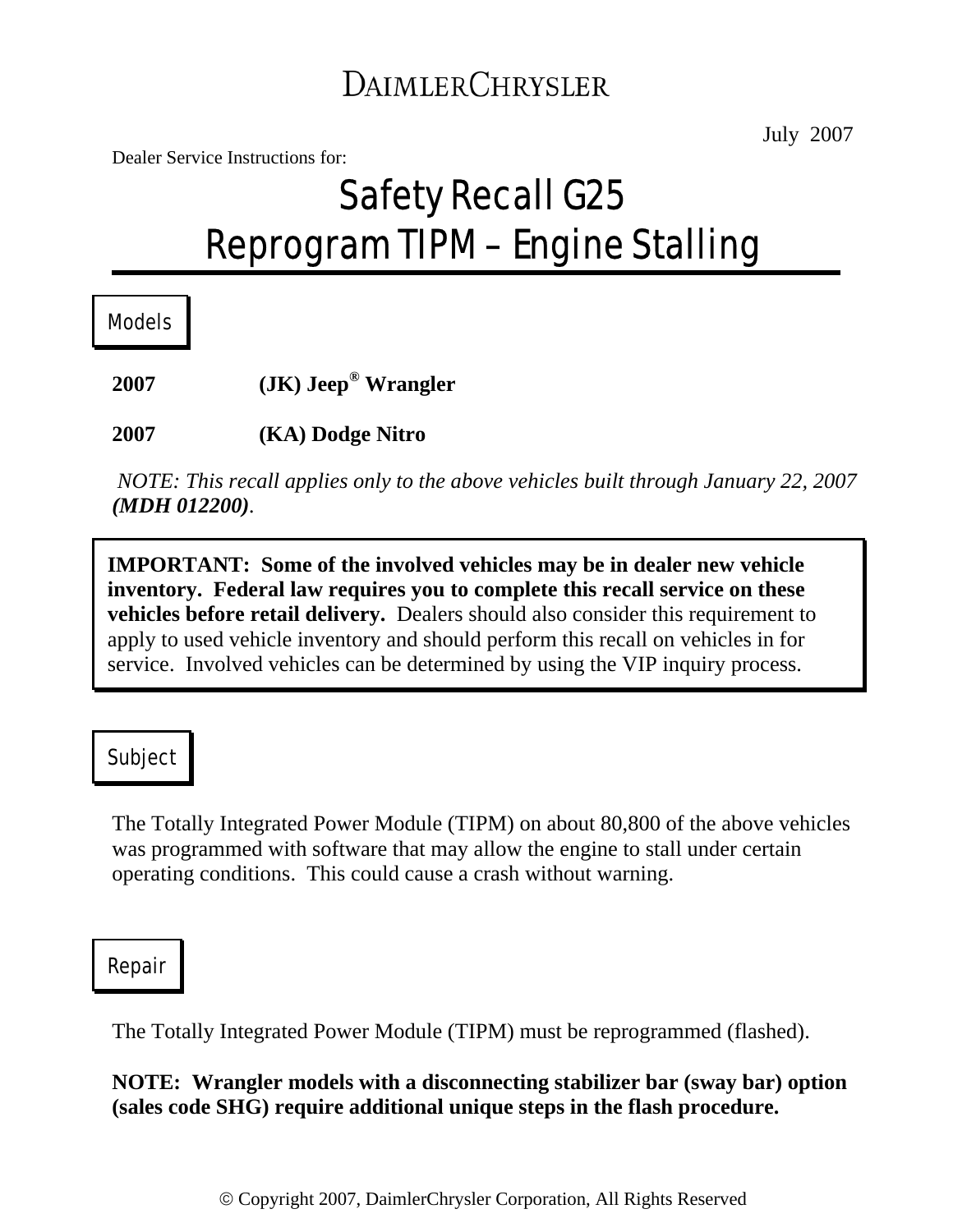# DAIMLERCHRYSLER

July 2007

Dealer Service Instructions for:

# Safety Recall G25
# Reprogram TIPM – Engine Stalling

## Models

**2007 (JK) Jeep® Wrangler**

**2007 (KA) Dodge Nitro**

*NOTE: This recall applies only to the above vehicles built through January 22, 2007* ***(MDH 012200)****.*

**IMPORTANT: Some of the involved vehicles may be in dealer new vehicle inventory. Federal law requires you to complete this recall service on these vehicles before retail delivery.** Dealers should also consider this requirement to apply to used vehicle inventory and should perform this recall on vehicles in for service. Involved vehicles can be determined by using the VIP inquiry process.

## Subject

The Totally Integrated Power Module (TIPM) on about 80,800 of the above vehicles was programmed with software that may allow the engine to stall under certain operating conditions. This could cause a crash without warning.

## Repair

The Totally Integrated Power Module (TIPM) must be reprogrammed (flashed).

**NOTE: Wrangler models with a disconnecting stabilizer bar (sway bar) option (sales code SHG) require additional unique steps in the flash procedure.**

© Copyright 2007, DaimlerChrysler Corporation, All Rights Reserved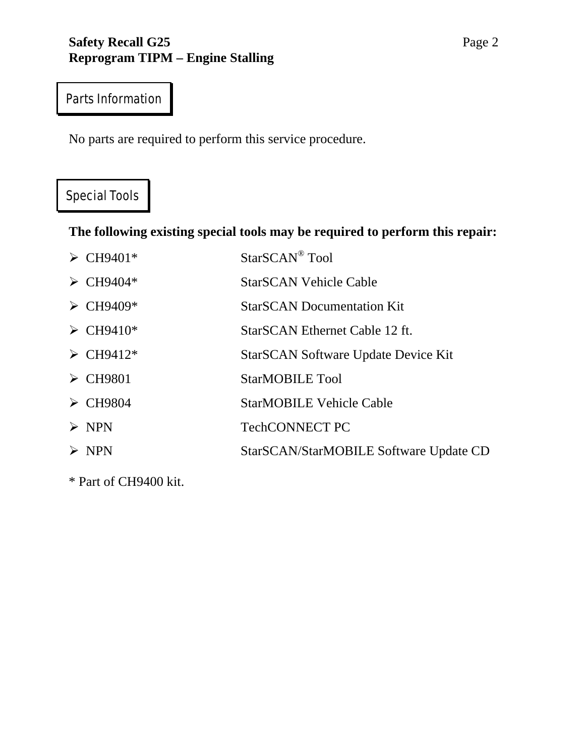## Parts Information

No parts are required to perform this service procedure.

## Special Tools

**The following existing special tools may be required to perform this repair:**

| | |
|---|---|
| CH9401* | StarSCAN® Tool |
| CH9404* | StarSCAN Vehicle Cable |
| CH9409* | StarSCAN Documentation Kit |
| CH9410* | StarSCAN Ethernet Cable 12 ft. |
| CH9412* | StarSCAN Software Update Device Kit |
| CH9801 | StarMOBILE Tool |
| CH9804 | StarMOBILE Vehicle Cable |
| NPN | TechCONNECT PC |
| NPN | StarSCAN/StarMOBILE Software Update CD |

* Part of CH9400 kit.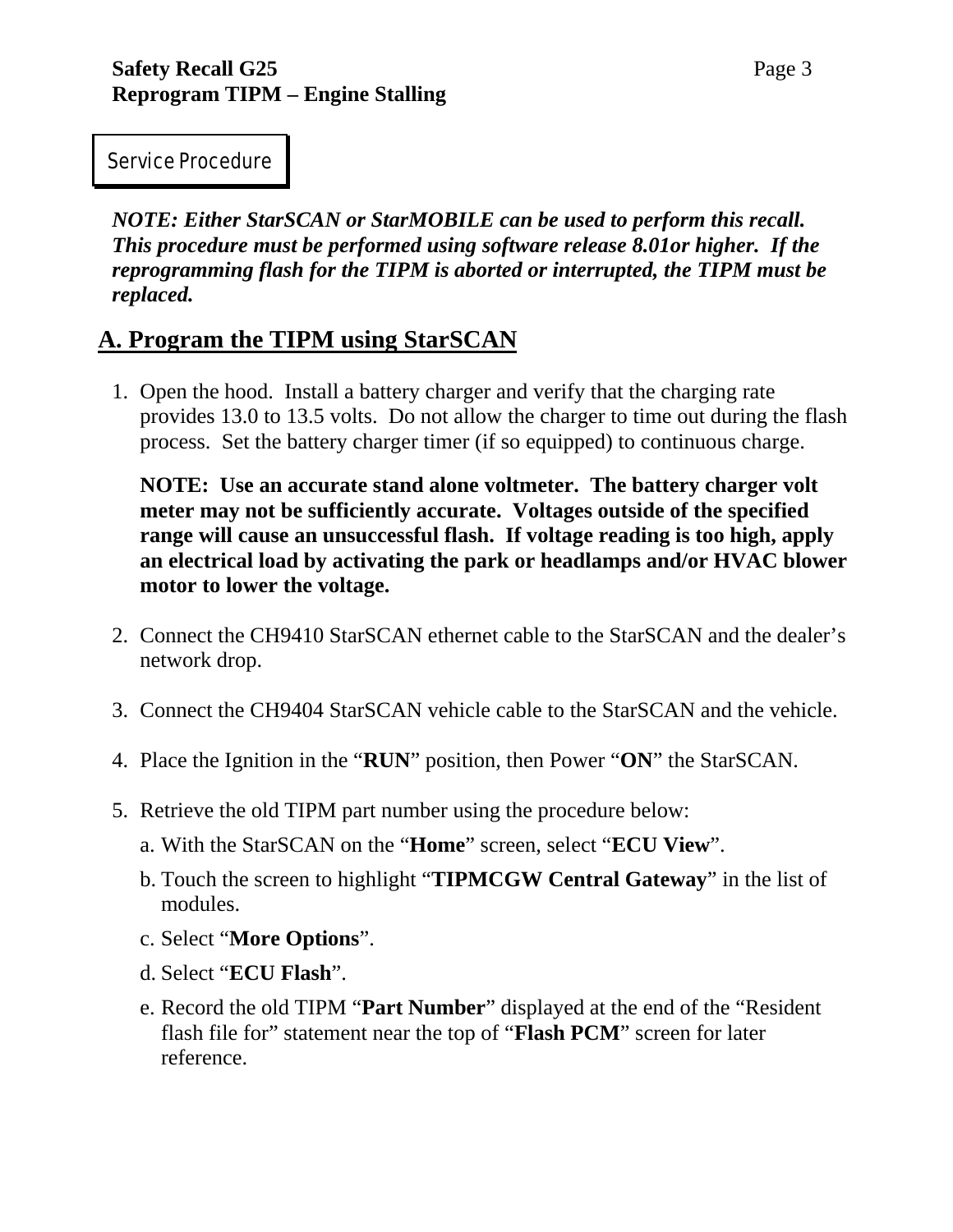Service Procedure

***NOTE: Either StarSCAN or StarMOBILE can be used to perform this recall. This procedure must be performed using software release 8.01or higher. If the reprogramming flash for the TIPM is aborted or interrupted, the TIPM must be replaced.***

## A. Program the TIPM using StarSCAN

1. Open the hood. Install a battery charger and verify that the charging rate provides 13.0 to 13.5 volts. Do not allow the charger to time out during the flash process. Set the battery charger timer (if so equipped) to continuous charge.

   **NOTE: Use an accurate stand alone voltmeter. The battery charger volt meter may not be sufficiently accurate. Voltages outside of the specified range will cause an unsuccessful flash. If voltage reading is too high, apply an electrical load by activating the park or headlamps and/or HVAC blower motor to lower the voltage.**

2. Connect the CH9410 StarSCAN ethernet cable to the StarSCAN and the dealer's network drop.

3. Connect the CH9404 StarSCAN vehicle cable to the StarSCAN and the vehicle.

4. Place the Ignition in the "**RUN**" position, then Power "**ON**" the StarSCAN.

5. Retrieve the old TIPM part number using the procedure below:

   a. With the StarSCAN on the "**Home**" screen, select "**ECU View**".

   b. Touch the screen to highlight "**TIPMCGW Central Gateway**" in the list of modules.

   c. Select "**More Options**".

   d. Select "**ECU Flash**".

   e. Record the old TIPM "**Part Number**" displayed at the end of the "Resident flash file for" statement near the top of "**Flash PCM**" screen for later reference.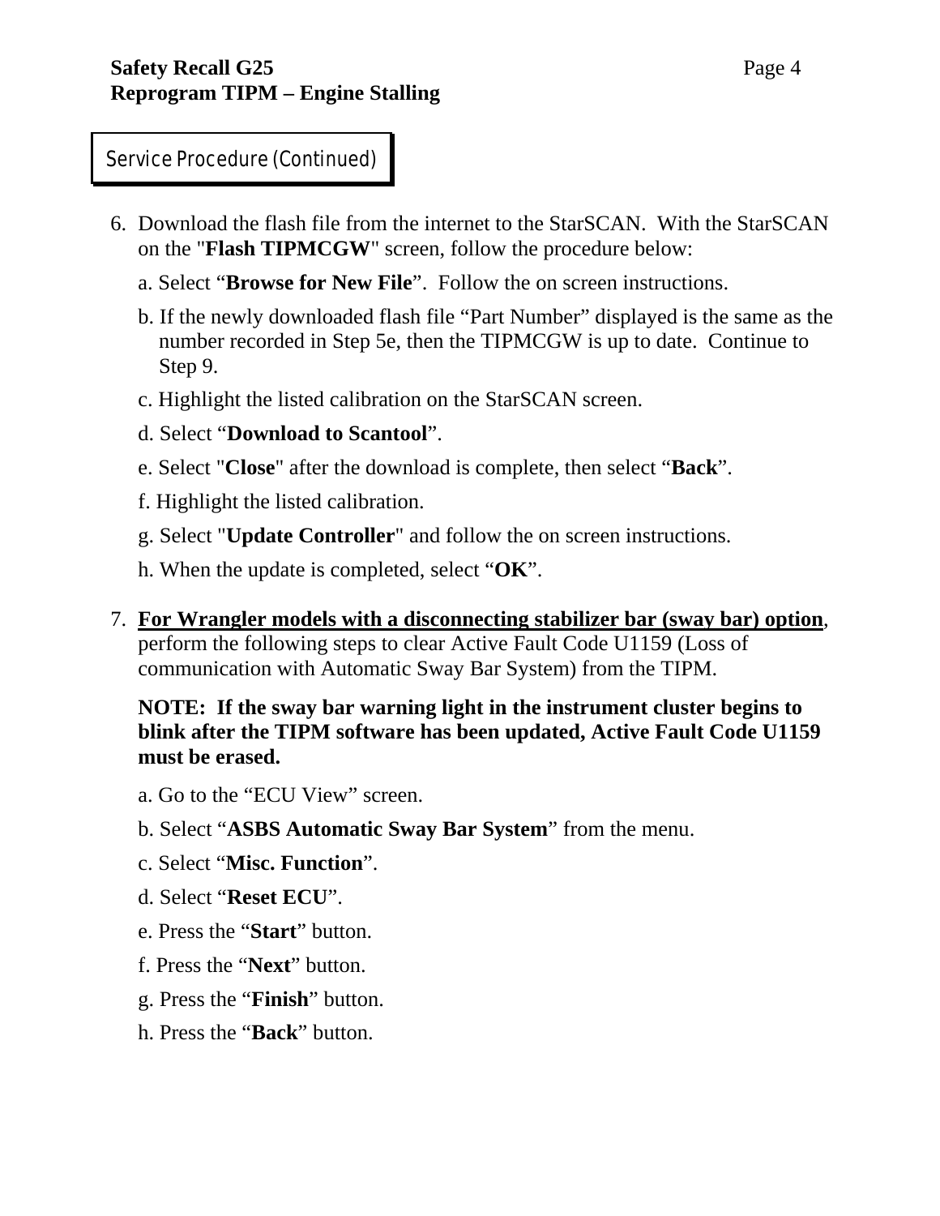## Service Procedure (Continued)

6. Download the flash file from the internet to the StarSCAN. With the StarSCAN on the "**Flash TIPMCGW**" screen, follow the procedure below:

   a. Select "**Browse for New File**". Follow the on screen instructions.

   b. If the newly downloaded flash file "Part Number" displayed is the same as the number recorded in Step 5e, then the TIPMCGW is up to date. Continue to Step 9.

   c. Highlight the listed calibration on the StarSCAN screen.

   d. Select "**Download to Scantool**".

   e. Select "**Close**" after the download is complete, then select "**Back**".

   f. Highlight the listed calibration.

   g. Select "**Update Controller**" and follow the on screen instructions.

   h. When the update is completed, select "**OK**".

7. <u>**For Wrangler models with a disconnecting stabilizer bar (sway bar) option**</u>, perform the following steps to clear Active Fault Code U1159 (Loss of communication with Automatic Sway Bar System) from the TIPM.

   **NOTE: If the sway bar warning light in the instrument cluster begins to blink after the TIPM software has been updated, Active Fault Code U1159 must be erased.**

   a. Go to the "ECU View" screen.

   b. Select "**ASBS Automatic Sway Bar System**" from the menu.

   c. Select "**Misc. Function**".

   d. Select "**Reset ECU**".

   e. Press the "**Start**" button.

   f. Press the "**Next**" button.

   g. Press the "**Finish**" button.

   h. Press the "**Back**" button.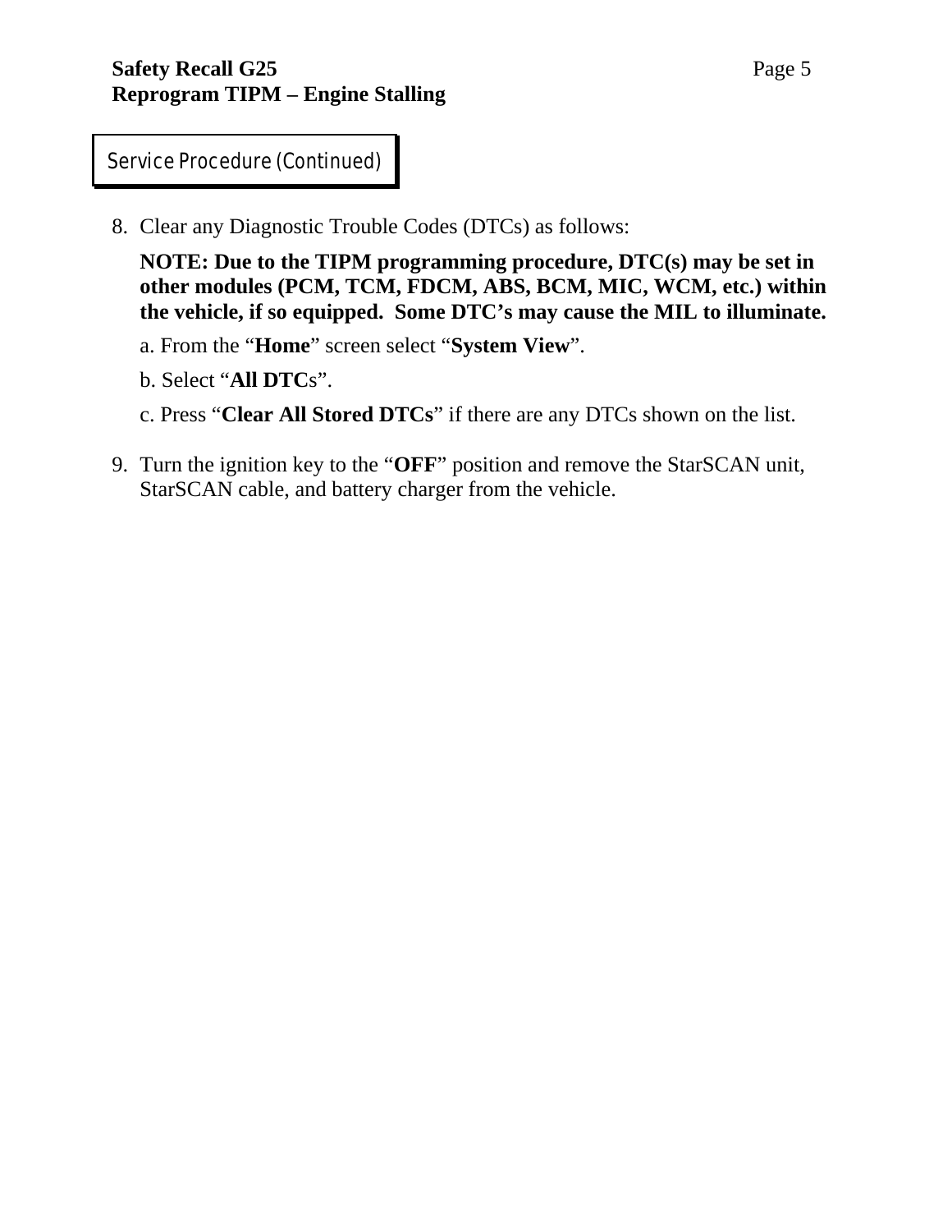## Service Procedure (Continued)

8. Clear any Diagnostic Trouble Codes (DTCs) as follows:

   **NOTE: Due to the TIPM programming procedure, DTC(s) may be set in other modules (PCM, TCM, FDCM, ABS, BCM, MIC, WCM, etc.) within the vehicle, if so equipped. Some DTC's may cause the MIL to illuminate.**

   a. From the "**Home**" screen select "**System View**".

   b. Select "**All DTC**s".

   c. Press "**Clear All Stored DTCs**" if there are any DTCs shown on the list.

9. Turn the ignition key to the "**OFF**" position and remove the StarSCAN unit, StarSCAN cable, and battery charger from the vehicle.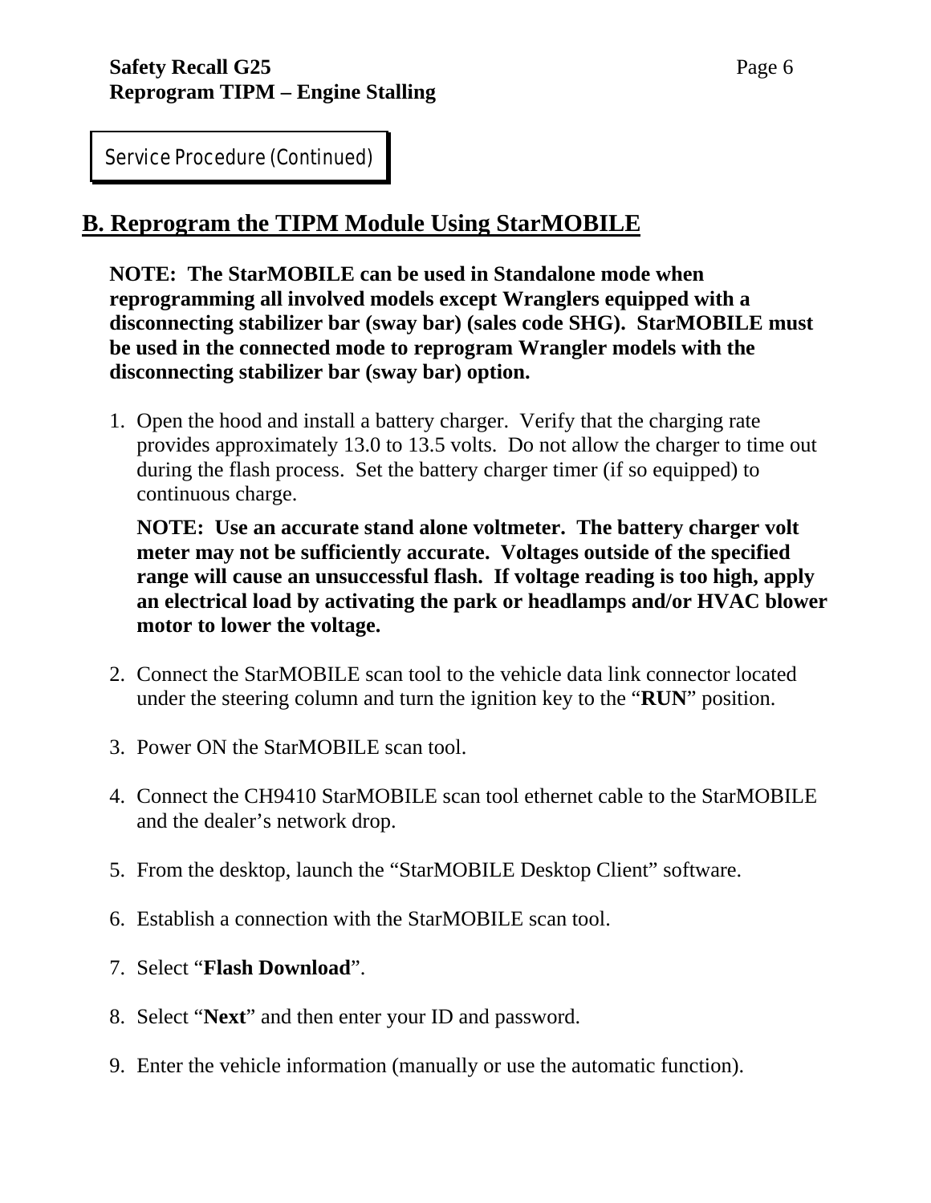Service Procedure (Continued)

## B. Reprogram the TIPM Module Using StarMOBILE

**NOTE: The StarMOBILE can be used in Standalone mode when reprogramming all involved models except Wranglers equipped with a disconnecting stabilizer bar (sway bar) (sales code SHG). StarMOBILE must be used in the connected mode to reprogram Wrangler models with the disconnecting stabilizer bar (sway bar) option.**

1. Open the hood and install a battery charger. Verify that the charging rate provides approximately 13.0 to 13.5 volts. Do not allow the charger to time out during the flash process. Set the battery charger timer (if so equipped) to continuous charge.

   **NOTE: Use an accurate stand alone voltmeter. The battery charger volt meter may not be sufficiently accurate. Voltages outside of the specified range will cause an unsuccessful flash. If voltage reading is too high, apply an electrical load by activating the park or headlamps and/or HVAC blower motor to lower the voltage.**

2. Connect the StarMOBILE scan tool to the vehicle data link connector located under the steering column and turn the ignition key to the "**RUN**" position.

3. Power ON the StarMOBILE scan tool.

4. Connect the CH9410 StarMOBILE scan tool ethernet cable to the StarMOBILE and the dealer's network drop.

5. From the desktop, launch the "StarMOBILE Desktop Client" software.

6. Establish a connection with the StarMOBILE scan tool.

7. Select "**Flash Download**".

8. Select "**Next**" and then enter your ID and password.

9. Enter the vehicle information (manually or use the automatic function).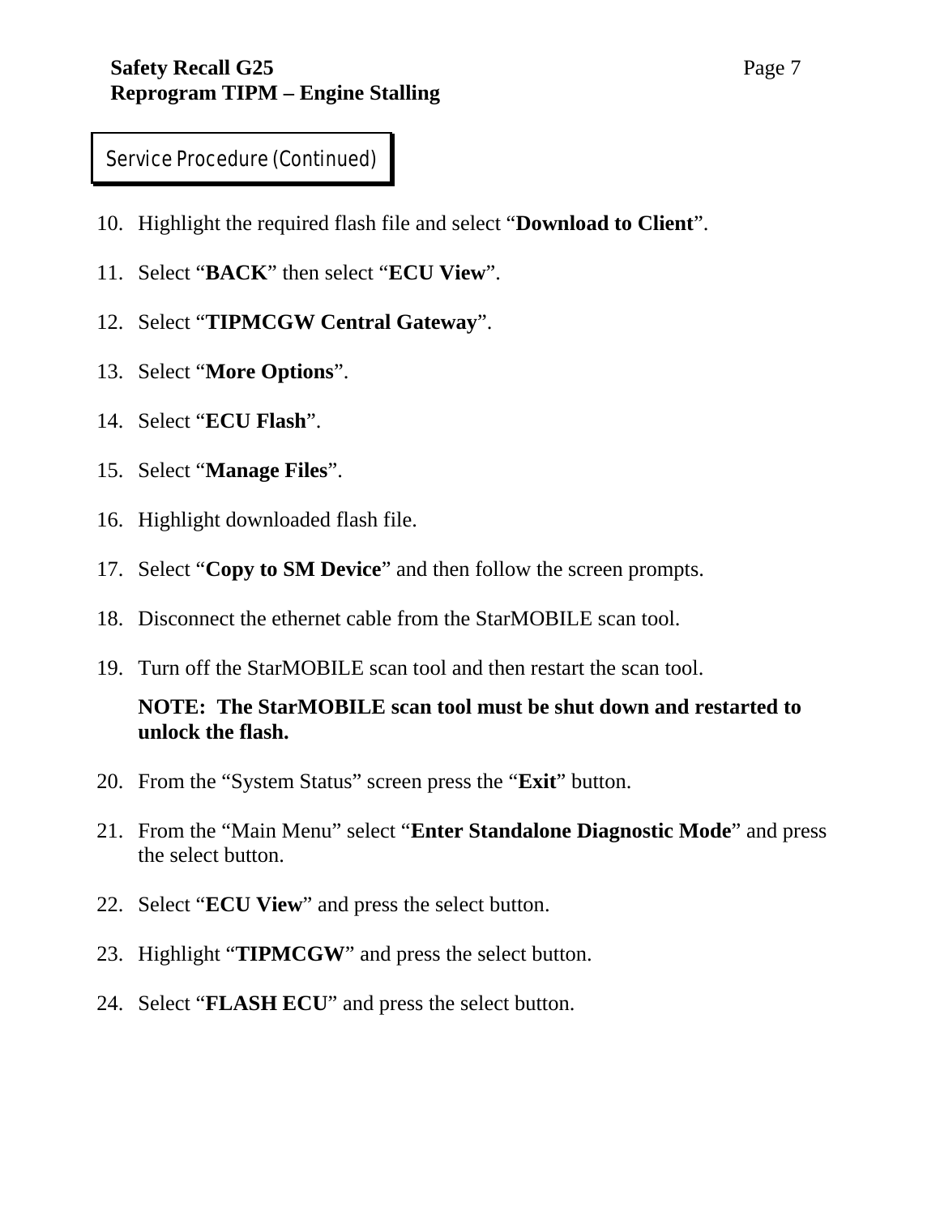## Service Procedure (Continued)

10. Highlight the required flash file and select "**Download to Client**".

11. Select "**BACK**" then select "**ECU View**".

12. Select "**TIPMCGW Central Gateway**".

13. Select "**More Options**".

14. Select "**ECU Flash**".

15. Select "**Manage Files**".

16. Highlight downloaded flash file.

17. Select "**Copy to SM Device**" and then follow the screen prompts.

18. Disconnect the ethernet cable from the StarMOBILE scan tool.

19. Turn off the StarMOBILE scan tool and then restart the scan tool.

    **NOTE: The StarMOBILE scan tool must be shut down and restarted to unlock the flash.**

20. From the "System Status" screen press the "**Exit**" button.

21. From the "Main Menu" select "**Enter Standalone Diagnostic Mode**" and press the select button.

22. Select "**ECU View**" and press the select button.

23. Highlight "**TIPMCGW**" and press the select button.

24. Select "**FLASH ECU**" and press the select button.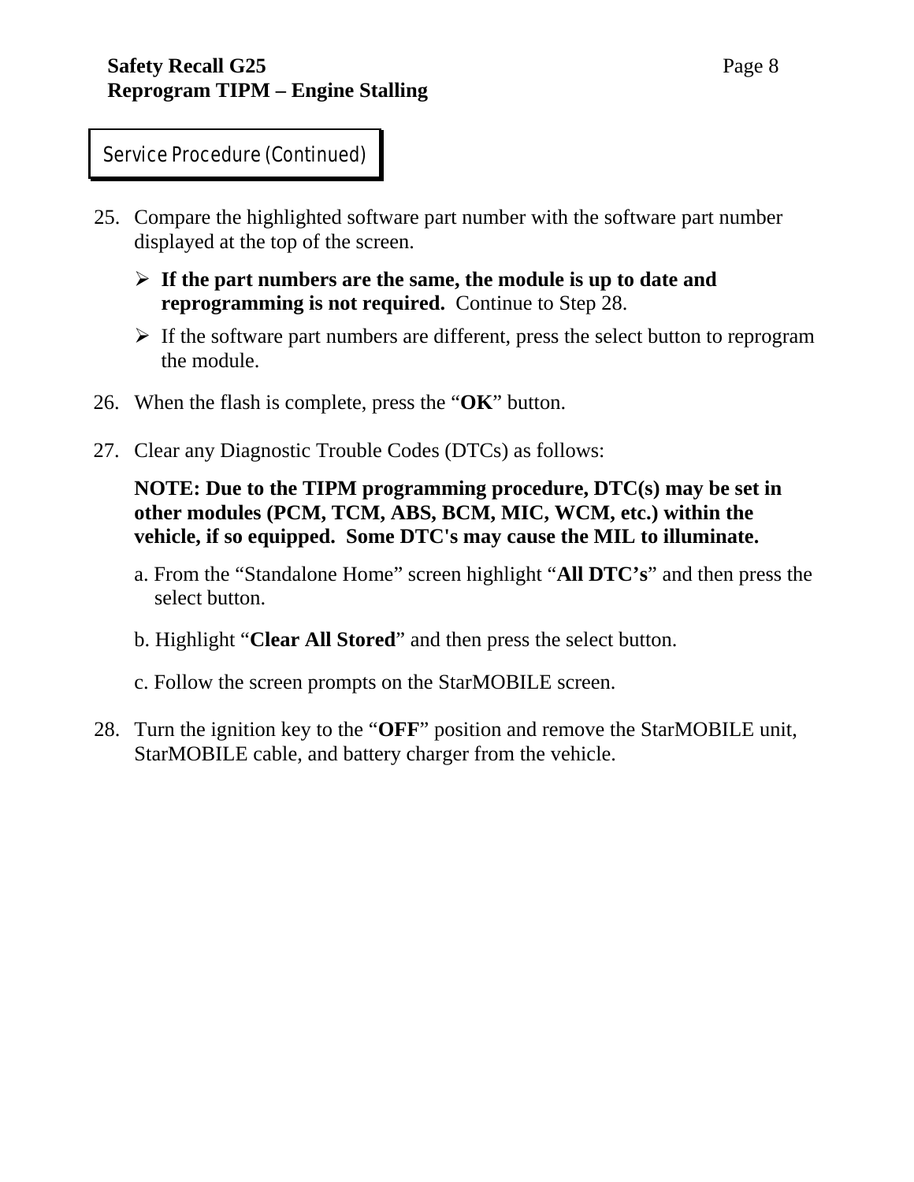## Service Procedure (Continued)

25. Compare the highlighted software part number with the software part number displayed at the top of the screen.
    - **If the part numbers are the same, the module is up to date and reprogramming is not required.** Continue to Step 28.
    - If the software part numbers are different, press the select button to reprogram the module.

26. When the flash is complete, press the "**OK**" button.

27. Clear any Diagnostic Trouble Codes (DTCs) as follows:

    **NOTE: Due to the TIPM programming procedure, DTC(s) may be set in other modules (PCM, TCM, ABS, BCM, MIC, WCM, etc.) within the vehicle, if so equipped. Some DTC's may cause the MIL to illuminate.**

    a. From the "Standalone Home" screen highlight "**All DTC's**" and then press the select button.

    b. Highlight "**Clear All Stored**" and then press the select button.

    c. Follow the screen prompts on the StarMOBILE screen.

28. Turn the ignition key to the "**OFF**" position and remove the StarMOBILE unit, StarMOBILE cable, and battery charger from the vehicle.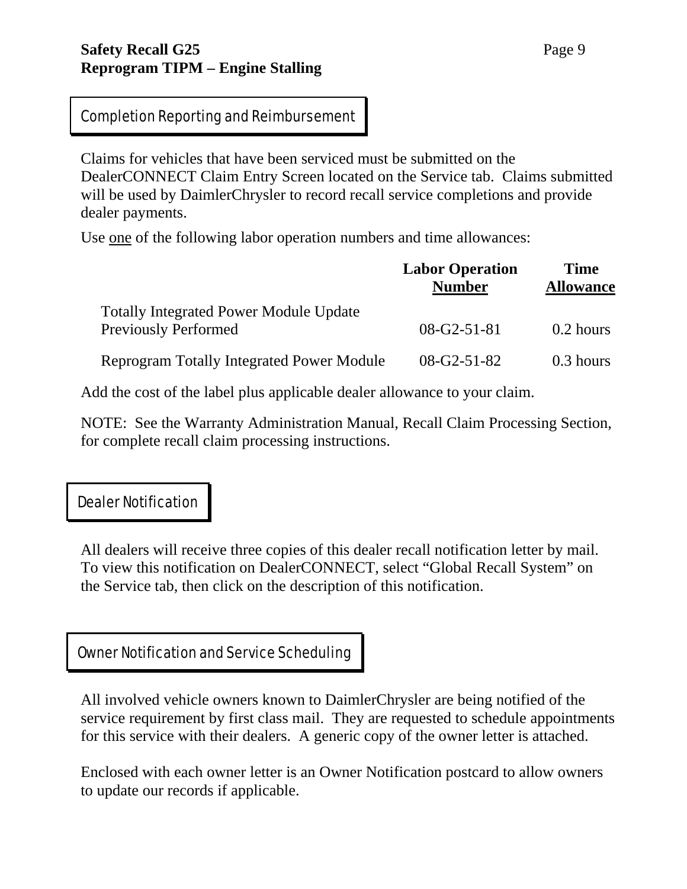## Completion Reporting and Reimbursement

Claims for vehicles that have been serviced must be submitted on the DealerCONNECT Claim Entry Screen located on the Service tab. Claims submitted will be used by DaimlerChrysler to record recall service completions and provide dealer payments.

Use one of the following labor operation numbers and time allowances:

| | Labor Operation Number | Time Allowance |
|---|---|---|
| Totally Integrated Power Module Update Previously Performed | 08-G2-51-81 | 0.2 hours |
| Reprogram Totally Integrated Power Module | 08-G2-51-82 | 0.3 hours |

Add the cost of the label plus applicable dealer allowance to your claim.

NOTE: See the Warranty Administration Manual, Recall Claim Processing Section, for complete recall claim processing instructions.

## Dealer Notification

All dealers will receive three copies of this dealer recall notification letter by mail. To view this notification on DealerCONNECT, select "Global Recall System" on the Service tab, then click on the description of this notification.

## Owner Notification and Service Scheduling

All involved vehicle owners known to DaimlerChrysler are being notified of the service requirement by first class mail. They are requested to schedule appointments for this service with their dealers. A generic copy of the owner letter is attached.

Enclosed with each owner letter is an Owner Notification postcard to allow owners to update our records if applicable.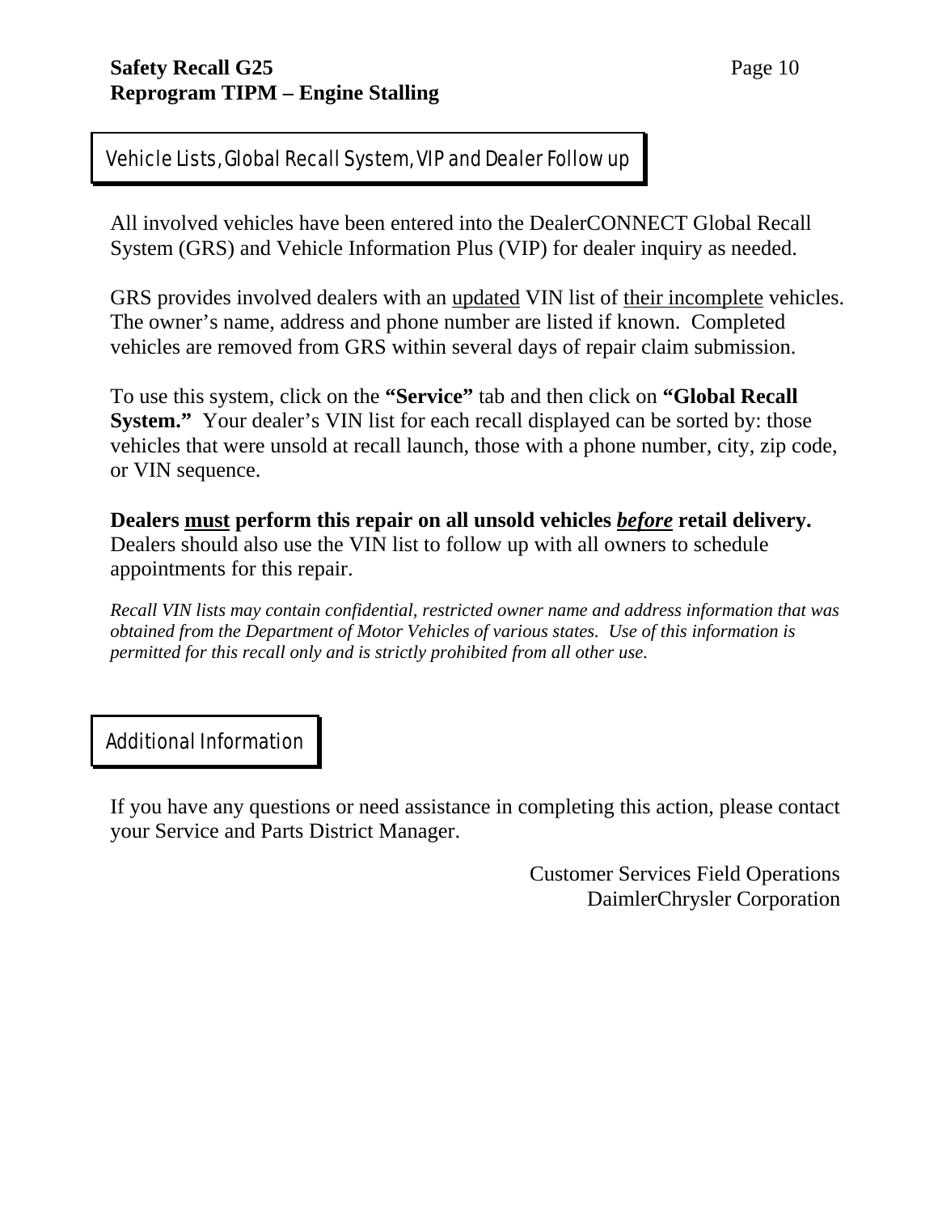## Vehicle Lists, Global Recall System, VIP and Dealer Follow up

All involved vehicles have been entered into the DealerCONNECT Global Recall System (GRS) and Vehicle Information Plus (VIP) for dealer inquiry as needed.

GRS provides involved dealers with an updated VIN list of their incomplete vehicles. The owner's name, address and phone number are listed if known. Completed vehicles are removed from GRS within several days of repair claim submission.

To use this system, click on the **"Service"** tab and then click on **"Global Recall System."** Your dealer's VIN list for each recall displayed can be sorted by: those vehicles that were unsold at recall launch, those with a phone number, city, zip code, or VIN sequence.

**Dealers must perform this repair on all unsold vehicles *before* retail delivery.** Dealers should also use the VIN list to follow up with all owners to schedule appointments for this repair.

*Recall VIN lists may contain confidential, restricted owner name and address information that was obtained from the Department of Motor Vehicles of various states. Use of this information is permitted for this recall only and is strictly prohibited from all other use.*

## Additional Information

If you have any questions or need assistance in completing this action, please contact your Service and Parts District Manager.

Customer Services Field Operations
DaimlerChrysler Corporation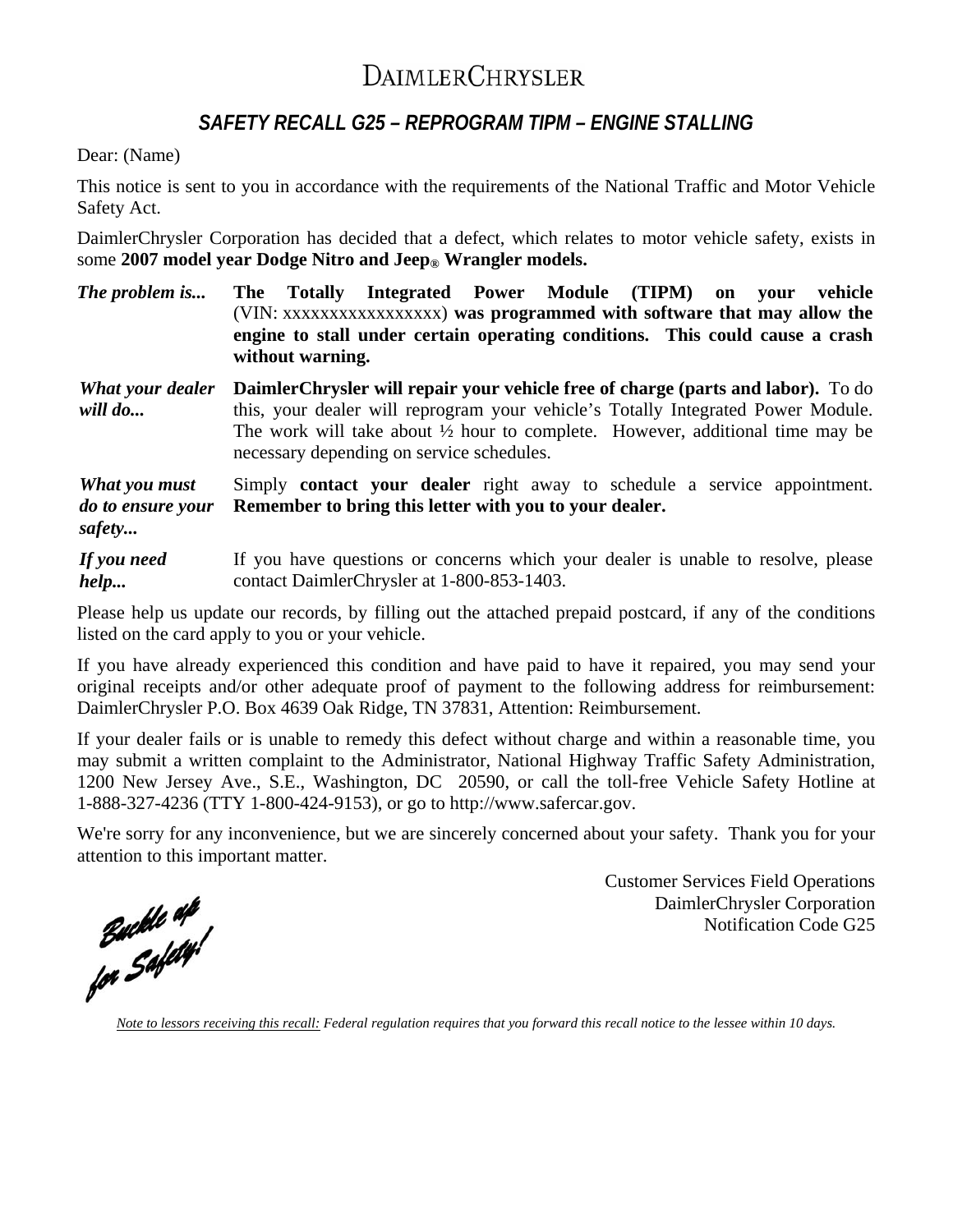# DAIMLERCHRYSLER

## *SAFETY RECALL G25 – REPROGRAM TIPM – ENGINE STALLING*

Dear: (Name)

This notice is sent to you in accordance with the requirements of the National Traffic and Motor Vehicle Safety Act.

DaimlerChrysler Corporation has decided that a defect, which relates to motor vehicle safety, exists in some **2007 model year Dodge Nitro and Jeep® Wrangler models.**

***The problem is...*** **The Totally Integrated Power Module (TIPM) on your vehicle** (VIN: xxxxxxxxxxxxxxxxx) **was programmed with software that may allow the engine to stall under certain operating conditions. This could cause a crash without warning.**

***What your dealer will do...*** **DaimlerChrysler will repair your vehicle free of charge (parts and labor).** To do this, your dealer will reprogram your vehicle's Totally Integrated Power Module. The work will take about ½ hour to complete. However, additional time may be necessary depending on service schedules.

***What you must do to ensure your safety...*** Simply **contact your dealer** right away to schedule a service appointment. **Remember to bring this letter with you to your dealer.**

***If you need help...*** If you have questions or concerns which your dealer is unable to resolve, please contact DaimlerChrysler at 1-800-853-1403.

Please help us update our records, by filling out the attached prepaid postcard, if any of the conditions listed on the card apply to you or your vehicle.

If you have already experienced this condition and have paid to have it repaired, you may send your original receipts and/or other adequate proof of payment to the following address for reimbursement: DaimlerChrysler P.O. Box 4639 Oak Ridge, TN 37831, Attention: Reimbursement.

If your dealer fails or is unable to remedy this defect without charge and within a reasonable time, you may submit a written complaint to the Administrator, National Highway Traffic Safety Administration, 1200 New Jersey Ave., S.E., Washington, DC 20590, or call the toll-free Vehicle Safety Hotline at 1-888-327-4236 (TTY 1-800-424-9153), or go to http://www.safercar.gov.

We're sorry for any inconvenience, but we are sincerely concerned about your safety. Thank you for your attention to this important matter.

Customer Services Field Operations
DaimlerChrysler Corporation
Notification Code G25

Buckle up for Safety!

*Note to lessors receiving this recall: Federal regulation requires that you forward this recall notice to the lessee within 10 days.*